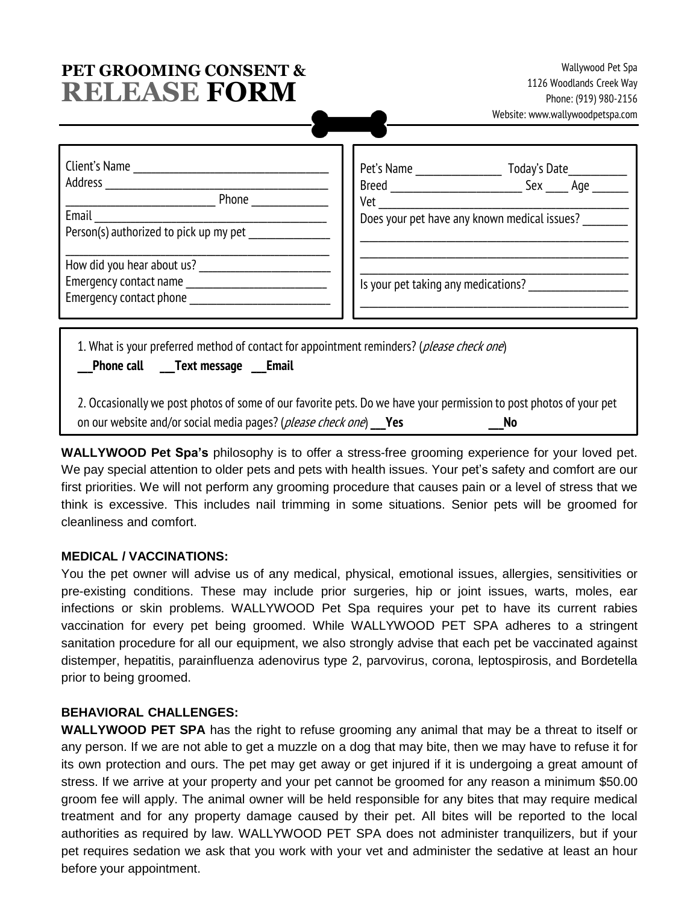# PET GROOMING CONSENT & RELEASE FORM

Wallywood Pet Spa
1126 Woodlands Creek Way
Phone: (919) 980-2156
Website: www.wallywoodpetspa.com

Client's Name ______________________________
Address ______________________________
______________________ Phone ____________
Email ______________________________
Person(s) authorized to pick up my pet ____________
______________________________
How did you hear about us? ____________________
Emergency contact name ____________________
Emergency contact phone ____________________

Pet's Name ____________ Today's Date_________
Breed ____________________ Sex ____ Age ______
Vet ______________________________
Does your pet have any known medical issues? _______
______________________________
______________________________
______________________________
Is your pet taking any medications? _______________
______________________________

1. What is your preferred method of contact for appointment reminders? (*please check one*)
**___Phone call ___Text message ___Email**

2. Occasionally we post photos of some of our favorite pets. Do we have your permission to post photos of your pet on our website and/or social media pages? (*please check one*) **___Yes ___No**

**WALLYWOOD Pet Spa's** philosophy is to offer a stress-free grooming experience for your loved pet. We pay special attention to older pets and pets with health issues. Your pet's safety and comfort are our first priorities. We will not perform any grooming procedure that causes pain or a level of stress that we think is excessive. This includes nail trimming in some situations. Senior pets will be groomed for cleanliness and comfort.

**MEDICAL / VACCINATIONS:**
You the pet owner will advise us of any medical, physical, emotional issues, allergies, sensitivities or pre-existing conditions. These may include prior surgeries, hip or joint issues, warts, moles, ear infections or skin problems. WALLYWOOD Pet Spa requires your pet to have its current rabies vaccination for every pet being groomed. While WALLYWOOD PET SPA adheres to a stringent sanitation procedure for all our equipment, we also strongly advise that each pet be vaccinated against distemper, hepatitis, parainfluenza adenovirus type 2, parvovirus, corona, leptospirosis, and Bordetella prior to being groomed.

**BEHAVIORAL CHALLENGES:**
**WALLYWOOD PET SPA** has the right to refuse grooming any animal that may be a threat to itself or any person. If we are not able to get a muzzle on a dog that may bite, then we may have to refuse it for its own protection and ours. The pet may get away or get injured if it is undergoing a great amount of stress. If we arrive at your property and your pet cannot be groomed for any reason a minimum $50.00 groom fee will apply. The animal owner will be held responsible for any bites that may require medical treatment and for any property damage caused by their pet. All bites will be reported to the local authorities as required by law. WALLYWOOD PET SPA does not administer tranquilizers, but if your pet requires sedation we ask that you work with your vet and administer the sedative at least an hour before your appointment.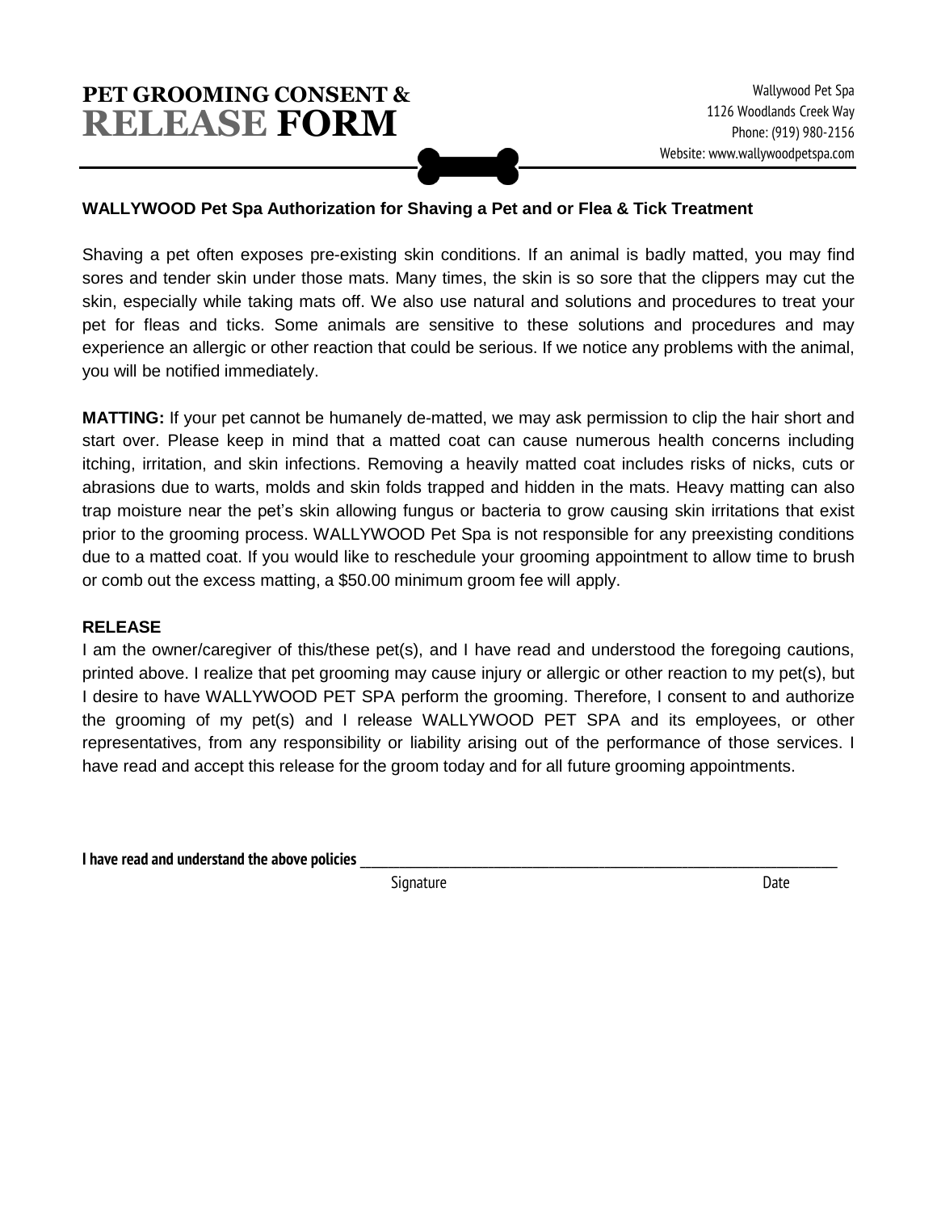# PET GROOMING CONSENT & RELEASE FORM

Wallywood Pet Spa
1126 Woodlands Creek Way
Phone: (919) 980-2156
Website: www.wallywoodpetspa.com

**WALLYWOOD Pet Spa Authorization for Shaving a Pet and or Flea & Tick Treatment**

Shaving a pet often exposes pre-existing skin conditions. If an animal is badly matted, you may find sores and tender skin under those mats. Many times, the skin is so sore that the clippers may cut the skin, especially while taking mats off. We also use natural and solutions and procedures to treat your pet for fleas and ticks. Some animals are sensitive to these solutions and procedures and may experience an allergic or other reaction that could be serious. If we notice any problems with the animal, you will be notified immediately.

**MATTING:** If your pet cannot be humanely de-matted, we may ask permission to clip the hair short and start over. Please keep in mind that a matted coat can cause numerous health concerns including itching, irritation, and skin infections. Removing a heavily matted coat includes risks of nicks, cuts or abrasions due to warts, molds and skin folds trapped and hidden in the mats. Heavy matting can also trap moisture near the pet's skin allowing fungus or bacteria to grow causing skin irritations that exist prior to the grooming process. WALLYWOOD Pet Spa is not responsible for any preexisting conditions due to a matted coat. If you would like to reschedule your grooming appointment to allow time to brush or comb out the excess matting, a $50.00 minimum groom fee will apply.

**RELEASE**

I am the owner/caregiver of this/these pet(s), and I have read and understood the foregoing cautions, printed above. I realize that pet grooming may cause injury or allergic or other reaction to my pet(s), but I desire to have WALLYWOOD PET SPA perform the grooming. Therefore, I consent to and authorize the grooming of my pet(s) and I release WALLYWOOD PET SPA and its employees, or other representatives, from any responsibility or liability arising out of the performance of those services. I have read and accept this release for the groom today and for all future grooming appointments.

**I have read and understand the above policies** ______________________________________________

Signature                                        Date